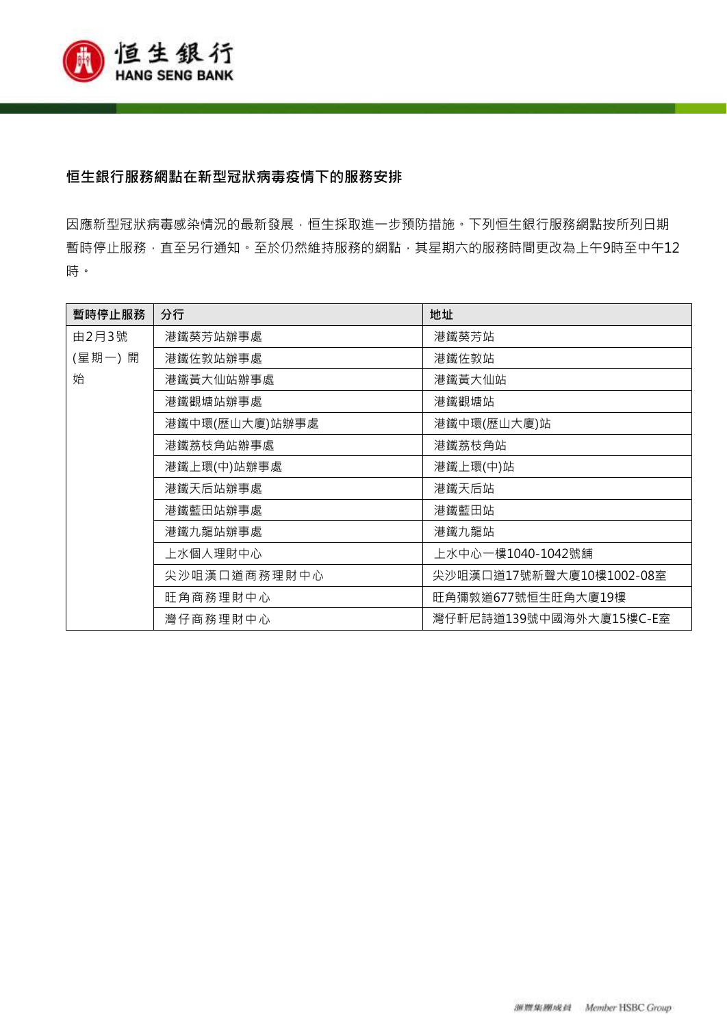## 恒生銀行服務網點在新型冠狀病毒疫情下的服務安排

因應新型冠狀病毒感染情況的最新發展，恒生採取進一步預防措施。下列恒生銀行服務網點按所列日期暫時停止服務，直至另行通知。至於仍然維持服務的網點，其星期六的服務時間更改為上午9時至中午12時。

| 暫時停止服務 | 分行 | 地址 |
|---|---|---|
| 由2月3號(星期一) 開始 | 港鐵葵芳站辦事處 | 港鐵葵芳站 |
| | 港鐵佐敦站辦事處 | 港鐵佐敦站 |
| | 港鐵黃大仙站辦事處 | 港鐵黃大仙站 |
| | 港鐵觀塘站辦事處 | 港鐵觀塘站 |
| | 港鐵中環(歷山大廈)站辦事處 | 港鐵中環(歷山大廈)站 |
| | 港鐵荔枝角站辦事處 | 港鐵荔枝角站 |
| | 港鐵上環(中)站辦事處 | 港鐵上環(中)站 |
| | 港鐵天后站辦事處 | 港鐵天后站 |
| | 港鐵藍田站辦事處 | 港鐵藍田站 |
| | 港鐵九龍站辦事處 | 港鐵九龍站 |
| | 上水個人理財中心 | 上水中心一樓1040-1042號舖 |
| | 尖沙咀漢口道商務理財中心 | 尖沙咀漢口道17號新聲大廈10樓1002-08室 |
| | 旺角商務理財中心 | 旺角彌敦道677號恒生旺角大廈19樓 |
| | 灣仔商務理財中心 | 灣仔軒尼詩道139號中國海外大廈15樓C-E室 |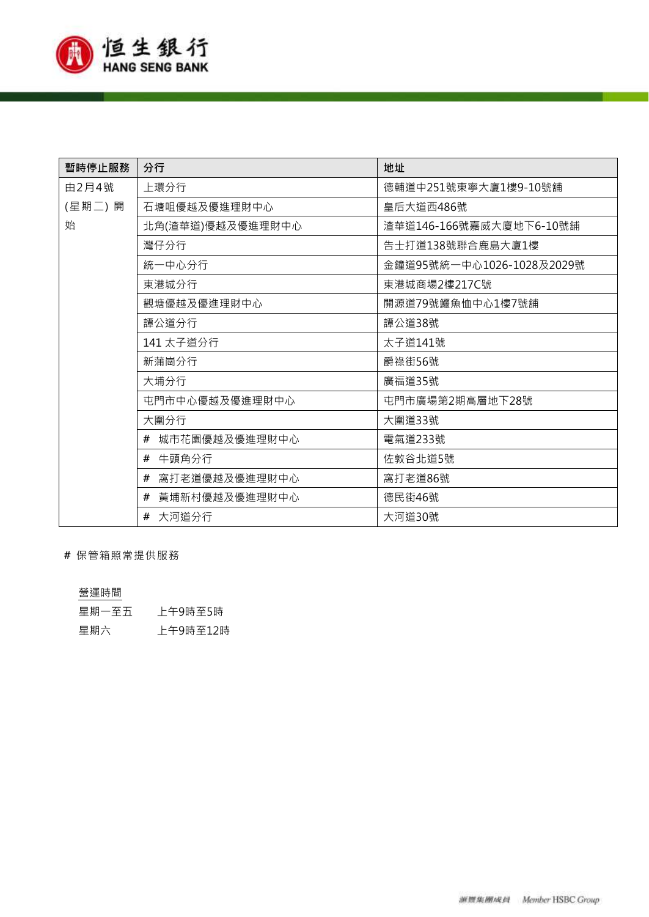| 暫時停止服務 | 分行 | 地址 |
|---|---|---|
| 由2月4號 (星期二) 開始 | 上環分行 | 德輔道中251號東寧大廈1樓9-10號舖 |
| | 石塘咀優越及優進理財中心 | 皇后大道西486號 |
| | 北角(渣華道)優越及優進理財中心 | 渣華道146-166號嘉威大廈地下6-10號舖 |
| | 灣仔分行 | 告士打道138號聯合鹿島大廈1樓 |
| | 統一中心分行 | 金鐘道95號統一中心1026-1028及2029號 |
| | 東港城分行 | 東港城商場2樓217C號 |
| | 觀塘優越及優進理財中心 | 開源道79號鱷魚恤中心1樓7號舖 |
| | 譚公道分行 | 譚公道38號 |
| | 141 太子道分行 | 太子道141號 |
| | 新蒲崗分行 | 爵祿街56號 |
| | 大埔分行 | 廣福道35號 |
| | 屯門市中心優越及優進理財中心 | 屯門市廣場第2期高層地下28號 |
| | 大圍分行 | 大圍道33號 |
| | # 城市花園優越及優進理財中心 | 電氣道233號 |
| | # 牛頭角分行 | 佐敦谷北道5號 |
| | # 窩打老道優越及優進理財中心 | 窩打老道86號 |
| | # 黃埔新村優越及優進理財中心 | 德民街46號 |
| | # 大河道分行 | 大河道30號 |

# 保管箱照常提供服務

營運時間

星期一至五　　上午9時至5時

星期六　　上午9時至12時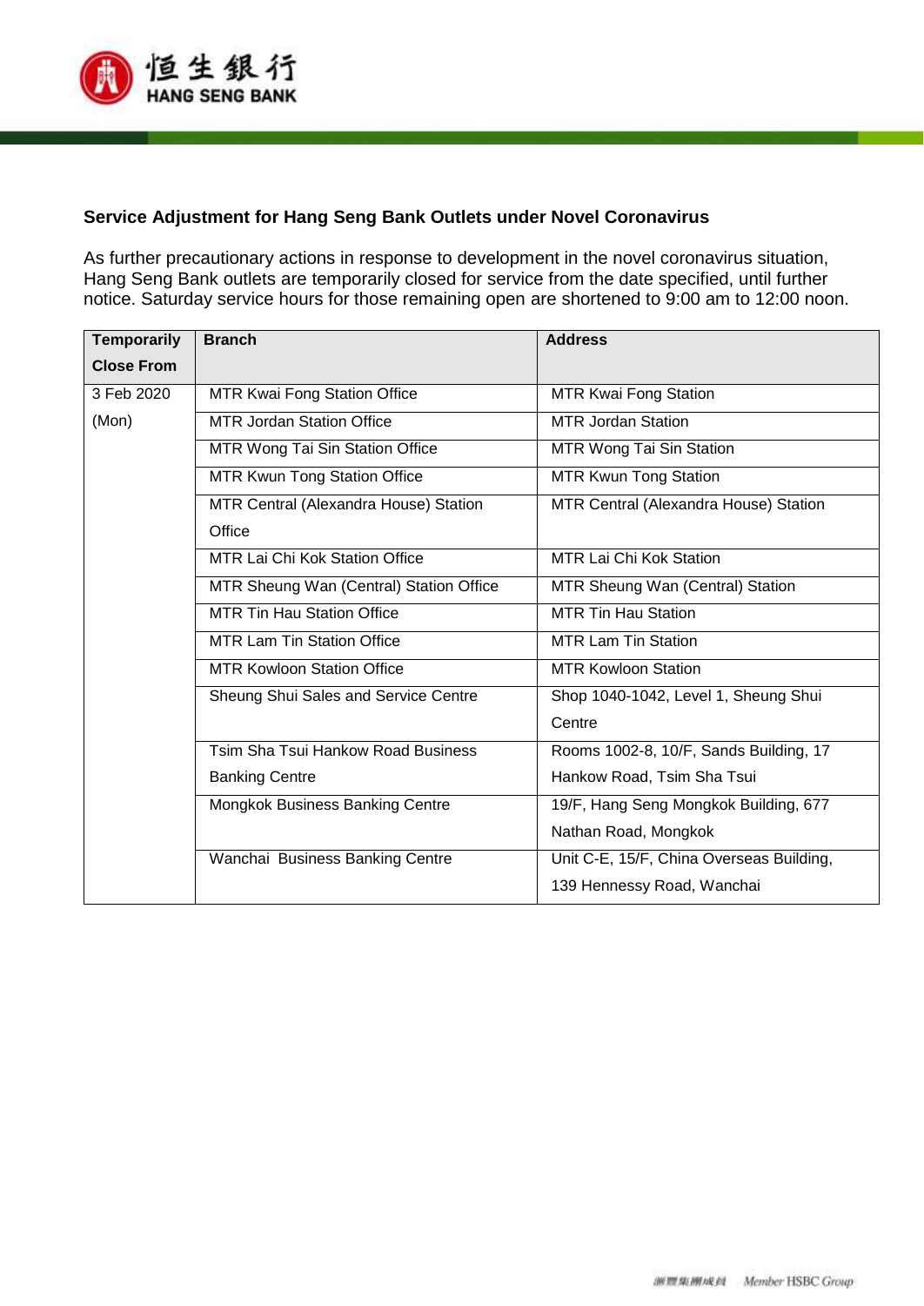**Service Adjustment for Hang Seng Bank Outlets under Novel Coronavirus**

As further precautionary actions in response to development in the novel coronavirus situation, Hang Seng Bank outlets are temporarily closed for service from the date specified, until further notice. Saturday service hours for those remaining open are shortened to 9:00 am to 12:00 noon.

| Temporarily Close From | Branch | Address |
|---|---|---|
| 3 Feb 2020 (Mon) | MTR Kwai Fong Station Office | MTR Kwai Fong Station |
| | MTR Jordan Station Office | MTR Jordan Station |
| | MTR Wong Tai Sin Station Office | MTR Wong Tai Sin Station |
| | MTR Kwun Tong Station Office | MTR Kwun Tong Station |
| | MTR Central (Alexandra House) Station Office | MTR Central (Alexandra House) Station |
| | MTR Lai Chi Kok Station Office | MTR Lai Chi Kok Station |
| | MTR Sheung Wan (Central) Station Office | MTR Sheung Wan (Central) Station |
| | MTR Tin Hau Station Office | MTR Tin Hau Station |
| | MTR Lam Tin Station Office | MTR Lam Tin Station |
| | MTR Kowloon Station Office | MTR Kowloon Station |
| | Sheung Shui Sales and Service Centre | Shop 1040-1042, Level 1, Sheung Shui Centre |
| | Tsim Sha Tsui Hankow Road Business Banking Centre | Rooms 1002-8, 10/F, Sands Building, 17 Hankow Road, Tsim Sha Tsui |
| | Mongkok Business Banking Centre | 19/F, Hang Seng Mongkok Building, 677 Nathan Road, Mongkok |
| | Wanchai Business Banking Centre | Unit C-E, 15/F, China Overseas Building, 139 Hennessy Road, Wanchai |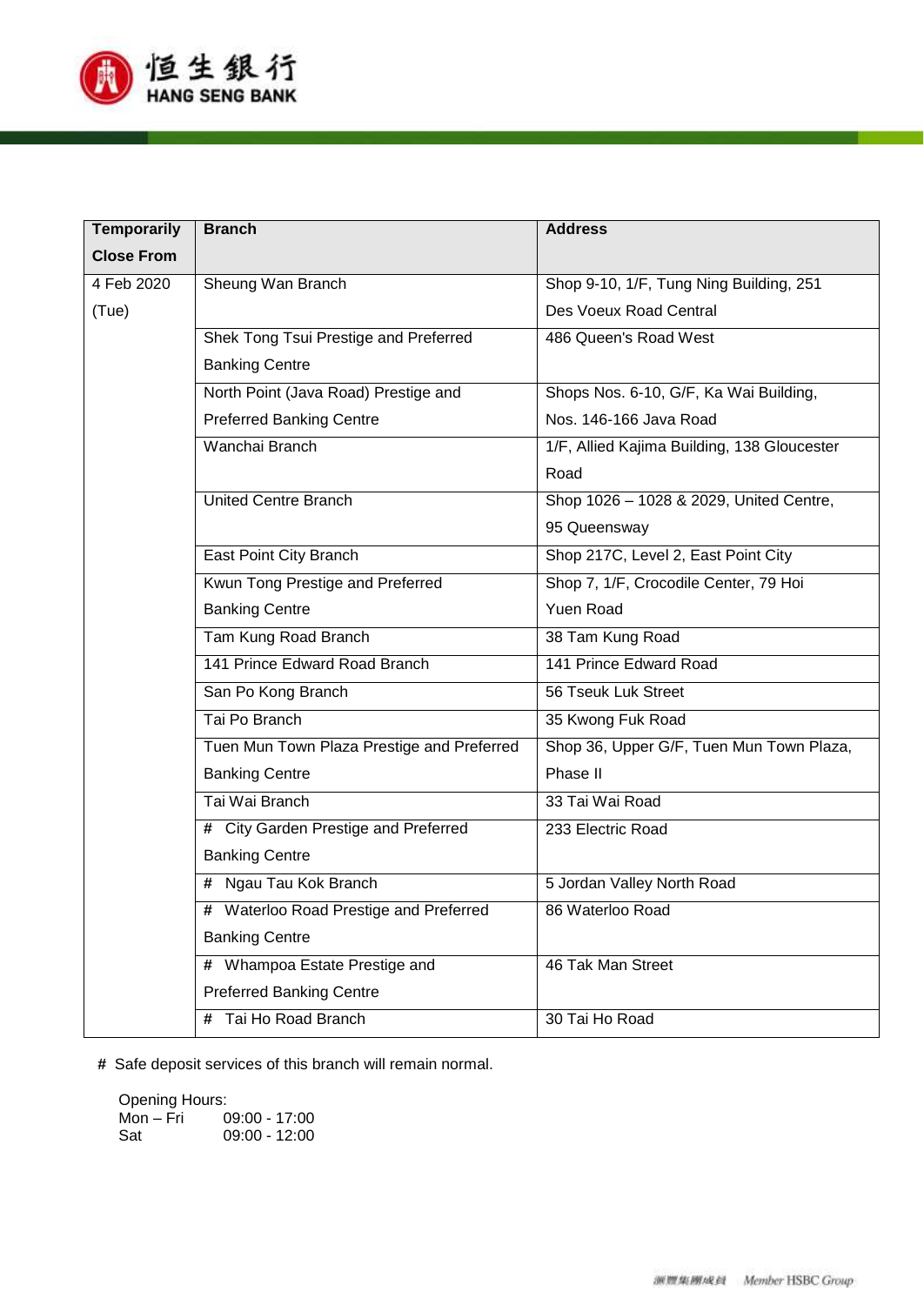| Temporarily Close From | Branch | Address |
|---|---|---|
| 4 Feb 2020 (Tue) | Sheung Wan Branch | Shop 9-10, 1/F, Tung Ning Building, 251 Des Voeux Road Central |
| | Shek Tong Tsui Prestige and Preferred Banking Centre | 486 Queen's Road West |
| | North Point (Java Road) Prestige and Preferred Banking Centre | Shops Nos. 6-10, G/F, Ka Wai Building, Nos. 146-166 Java Road |
| | Wanchai Branch | 1/F, Allied Kajima Building, 138 Gloucester Road |
| | United Centre Branch | Shop 1026 – 1028 & 2029, United Centre, 95 Queensway |
| | East Point City Branch | Shop 217C, Level 2, East Point City |
| | Kwun Tong Prestige and Preferred Banking Centre | Shop 7, 1/F, Crocodile Center, 79 Hoi Yuen Road |
| | Tam Kung Road Branch | 38 Tam Kung Road |
| | 141 Prince Edward Road Branch | 141 Prince Edward Road |
| | San Po Kong Branch | 56 Tseuk Luk Street |
| | Tai Po Branch | 35 Kwong Fuk Road |
| | Tuen Mun Town Plaza Prestige and Preferred Banking Centre | Shop 36, Upper G/F, Tuen Mun Town Plaza, Phase II |
| | Tai Wai Branch | 33 Tai Wai Road |
| | # City Garden Prestige and Preferred Banking Centre | 233 Electric Road |
| | # Ngau Tau Kok Branch | 5 Jordan Valley North Road |
| | # Waterloo Road Prestige and Preferred Banking Centre | 86 Waterloo Road |
| | # Whampoa Estate Prestige and Preferred Banking Centre | 46 Tak Man Street |
| | # Tai Ho Road Branch | 30 Tai Ho Road |

# Safe deposit services of this branch will remain normal.

Opening Hours:
Mon – Fri 09:00 - 17:00
Sat 09:00 - 12:00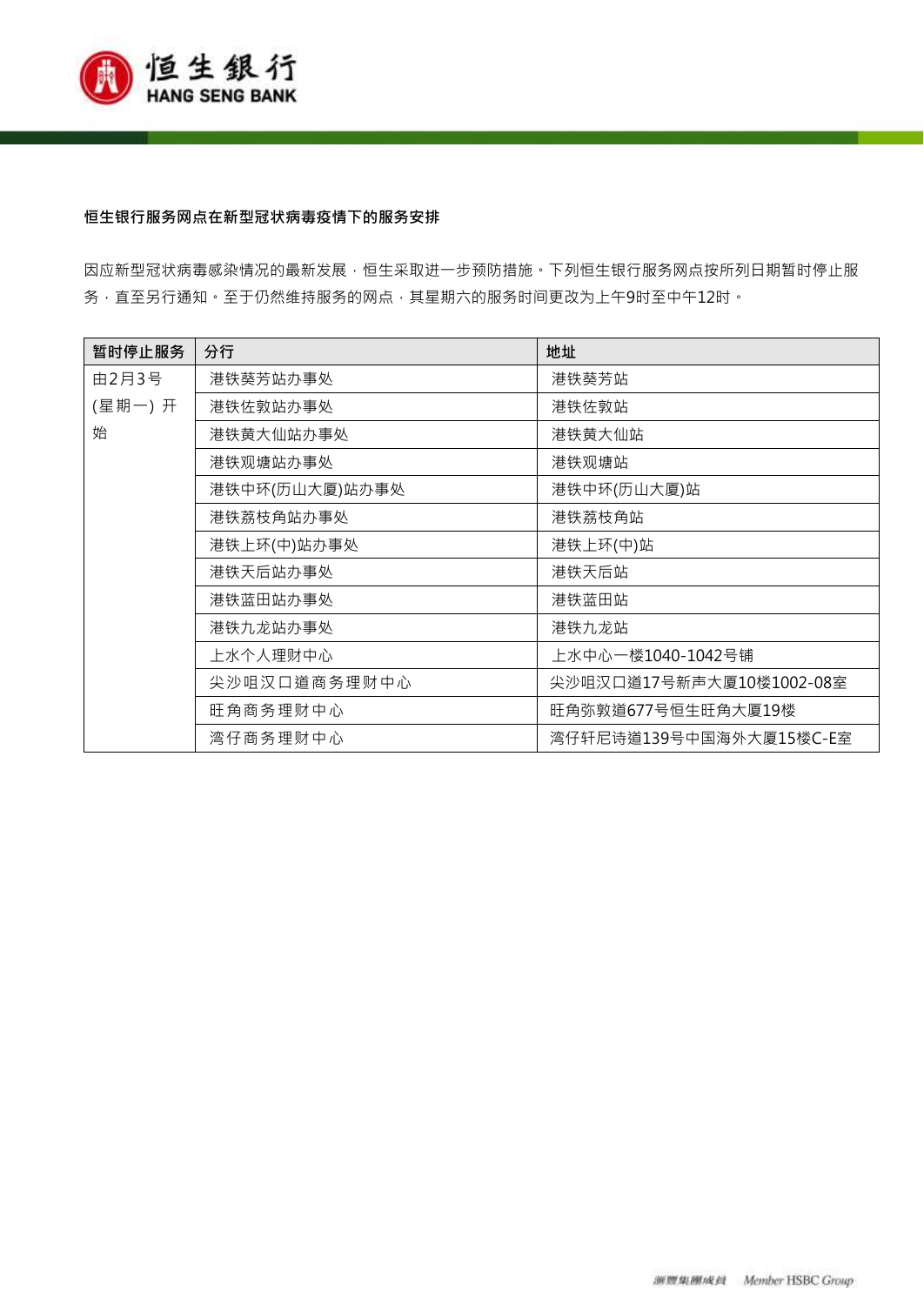**恒生银行服务网点在新型冠状病毒疫情下的服务安排**

因应新型冠状病毒感染情况的最新发展，恒生采取进一步预防措施。下列恒生银行服务网点按所列日期暂时停止服务，直至另行通知。至于仍然维持服务的网点，其星期六的服务时间更改为上午9时至中午12时。

| 暂时停止服务 | 分行 | 地址 |
|---|---|---|
| 由2月3号(星期一) 开始 | 港铁葵芳站办事处 | 港铁葵芳站 |
| | 港铁佐敦站办事处 | 港铁佐敦站 |
| | 港铁黄大仙站办事处 | 港铁黄大仙站 |
| | 港铁观塘站办事处 | 港铁观塘站 |
| | 港铁中环(历山大厦)站办事处 | 港铁中环(历山大厦)站 |
| | 港铁荔枝角站办事处 | 港铁荔枝角站 |
| | 港铁上环(中)站办事处 | 港铁上环(中)站 |
| | 港铁天后站办事处 | 港铁天后站 |
| | 港铁蓝田站办事处 | 港铁蓝田站 |
| | 港铁九龙站办事处 | 港铁九龙站 |
| | 上水个人理财中心 | 上水中心一楼1040-1042号铺 |
| | 尖沙咀汉口道商务理财中心 | 尖沙咀汉口道17号新声大厦10楼1002-08室 |
| | 旺角商务理财中心 | 旺角弥敦道677号恒生旺角大厦19楼 |
| | 湾仔商务理财中心 | 湾仔轩尼诗道139号中国海外大厦15楼C-E室 |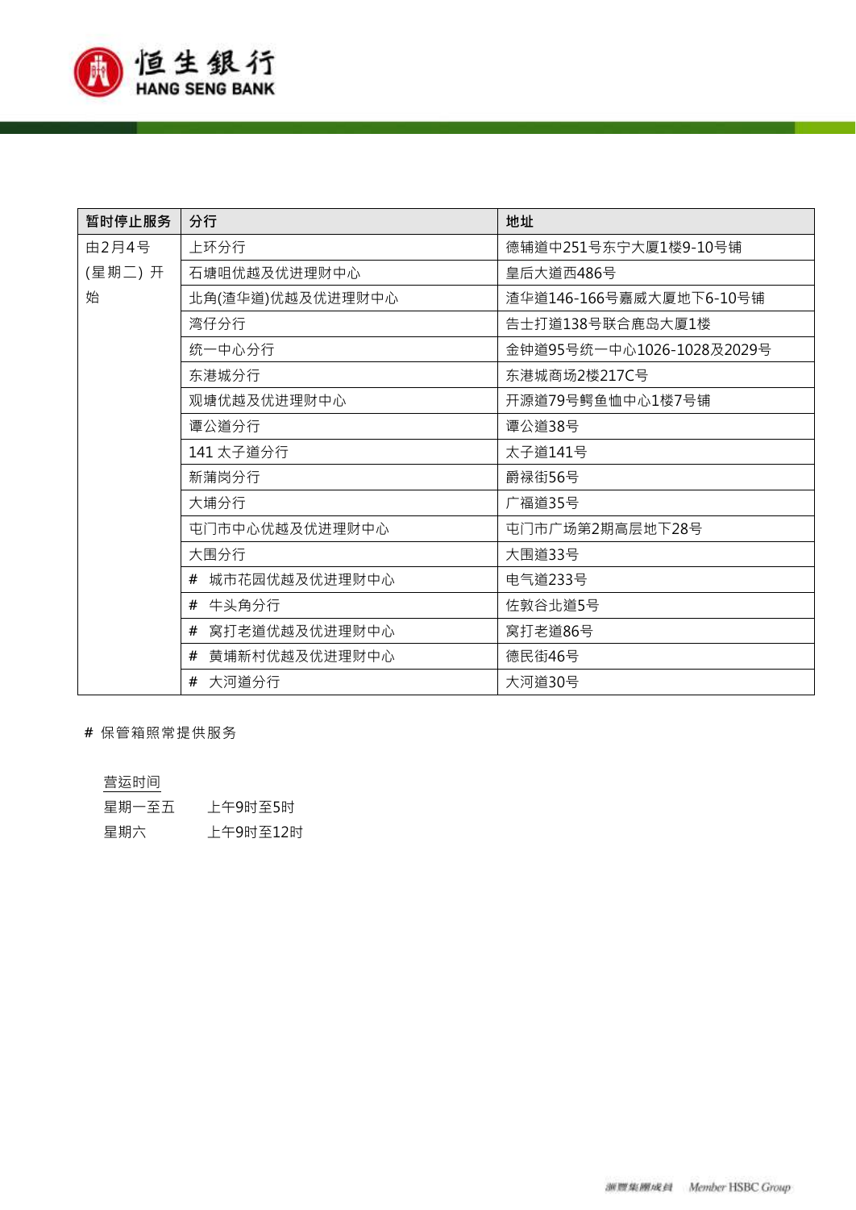| 暂时停止服务 | 分行 | 地址 |
|---|---|---|
| 由2月4号(星期二) 开始 | 上环分行 | 德辅道中251号东宁大厦1楼9-10号铺 |
| | 石塘咀优越及优进理财中心 | 皇后大道西486号 |
| | 北角(渣华道)优越及优进理财中心 | 渣华道146-166号嘉威大厦地下6-10号铺 |
| | 湾仔分行 | 告士打道138号联合鹿岛大厦1楼 |
| | 统一中心分行 | 金钟道95号统一中心1026-1028及2029号 |
| | 东港城分行 | 东港城商场2楼217C号 |
| | 观塘优越及优进理财中心 | 开源道79号鳄鱼恤中心1楼7号铺 |
| | 谭公道分行 | 谭公道38号 |
| | 141 太子道分行 | 太子道141号 |
| | 新蒲岗分行 | 爵禄街56号 |
| | 大埔分行 | 广福道35号 |
| | 屯门市中心优越及优进理财中心 | 屯门市广场第2期高层地下28号 |
| | 大围分行 | 大围道33号 |
| | # 城市花园优越及优进理财中心 | 电气道233号 |
| | # 牛头角分行 | 佐敦谷北道5号 |
| | # 窝打老道优越及优进理财中心 | 窝打老道86号 |
| | # 黄埔新村优越及优进理财中心 | 德民街46号 |
| | # 大河道分行 | 大河道30号 |

# 保管箱照常提供服务

营运时间

星期一至五　　上午9时至5时

星期六　　　　上午9时至12时